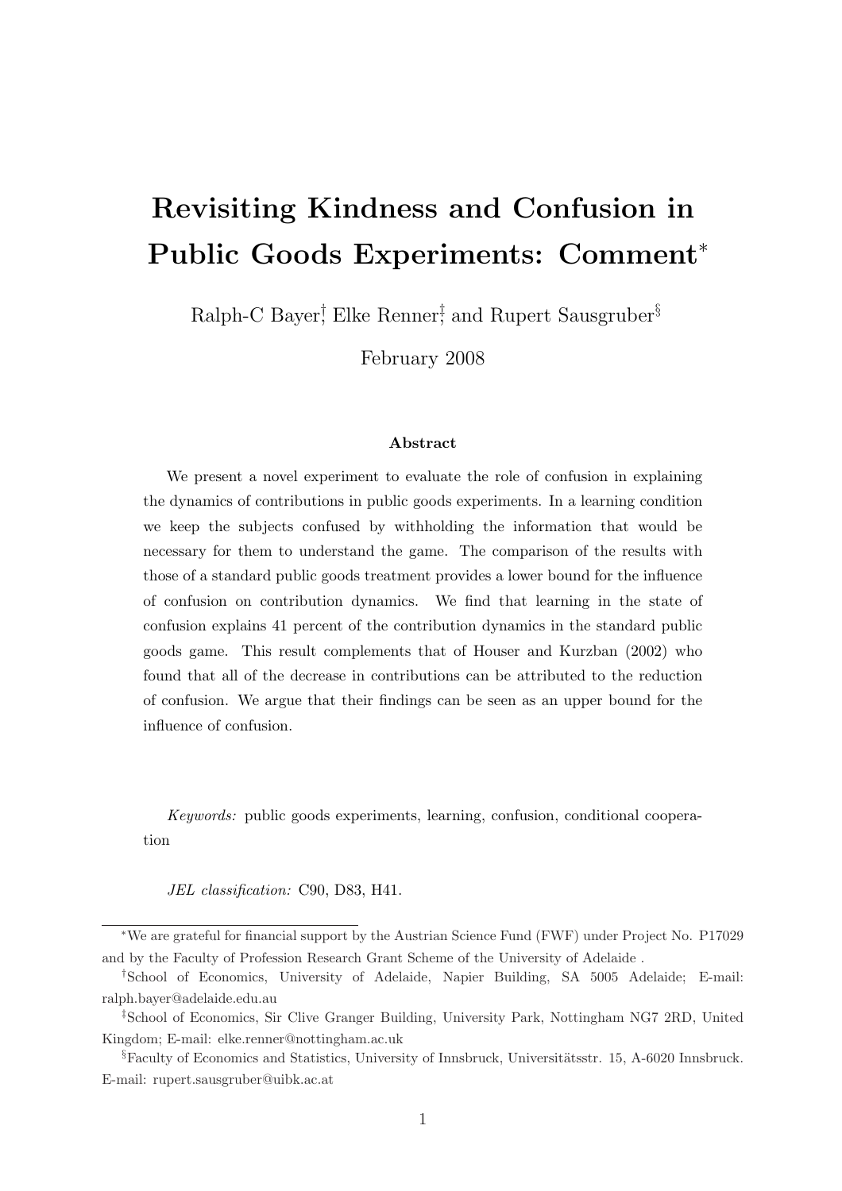# Revisiting Kindness and Confusion in Public Goods Experiments: Comment*

Ralph-C Bayer[†], Elke Renner[‡] and Rupert Sausgruber[§]

February 2008

### Abstract

We present a novel experiment to evaluate the role of confusion in explaining the dynamics of contributions in public goods experiments. In a learning condition we keep the subjects confused by withholding the information that would be necessary for them to understand the game. The comparison of the results with those of a standard public goods treatment provides a lower bound for the influence of confusion on contribution dynamics. We find that learning in the state of confusion explains 41 percent of the contribution dynamics in the standard public goods game. This result complements that of Houser and Kurzban (2002) who found that all of the decrease in contributions can be attributed to the reduction of confusion. We argue that their findings can be seen as an upper bound for the influence of confusion.

*Keywords:* public goods experiments, learning, confusion, conditional cooperation

*JEL classification:* C90, D83, H41.

---

*We are grateful for financial support by the Austrian Science Fund (FWF) under Project No. P17029 and by the Faculty of Profession Research Grant Scheme of the University of Adelaide .

[†]School of Economics, University of Adelaide, Napier Building, SA 5005 Adelaide; E-mail: ralph.bayer@adelaide.edu.au

[‡]School of Economics, Sir Clive Granger Building, University Park, Nottingham NG7 2RD, United Kingdom; E-mail: elke.renner@nottingham.ac.uk

[§]Faculty of Economics and Statistics, University of Innsbruck, Universitätsstr. 15, A-6020 Innsbruck. E-mail: rupert.sausgruber@uibk.ac.at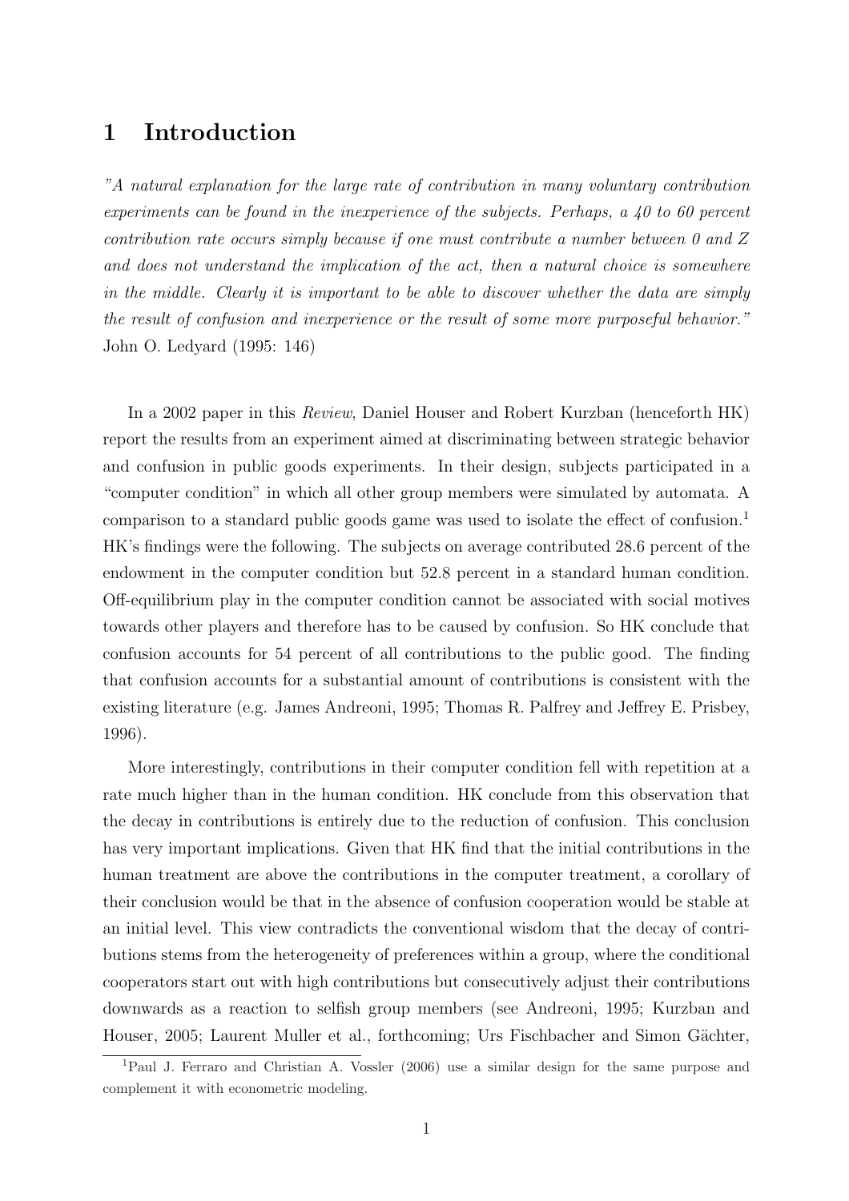# 1 Introduction

*"A natural explanation for the large rate of contribution in many voluntary contribution experiments can be found in the inexperience of the subjects. Perhaps, a 40 to 60 percent contribution rate occurs simply because if one must contribute a number between 0 and Z and does not understand the implication of the act, then a natural choice is somewhere in the middle. Clearly it is important to be able to discover whether the data are simply the result of confusion and inexperience or the result of some more purposeful behavior."*
John O. Ledyard (1995: 146)

In a 2002 paper in this *Review*, Daniel Houser and Robert Kurzban (henceforth HK) report the results from an experiment aimed at discriminating between strategic behavior and confusion in public goods experiments. In their design, subjects participated in a "computer condition" in which all other group members were simulated by automata. A comparison to a standard public goods game was used to isolate the effect of confusion.[1] HK's findings were the following. The subjects on average contributed 28.6 percent of the endowment in the computer condition but 52.8 percent in a standard human condition. Off-equilibrium play in the computer condition cannot be associated with social motives towards other players and therefore has to be caused by confusion. So HK conclude that confusion accounts for 54 percent of all contributions to the public good. The finding that confusion accounts for a substantial amount of contributions is consistent with the existing literature (e.g. James Andreoni, 1995; Thomas R. Palfrey and Jeffrey E. Prisbey, 1996).

More interestingly, contributions in their computer condition fell with repetition at a rate much higher than in the human condition. HK conclude from this observation that the decay in contributions is entirely due to the reduction of confusion. This conclusion has very important implications. Given that HK find that the initial contributions in the human treatment are above the contributions in the computer treatment, a corollary of their conclusion would be that in the absence of confusion cooperation would be stable at an initial level. This view contradicts the conventional wisdom that the decay of contributions stems from the heterogeneity of preferences within a group, where the conditional cooperators start out with high contributions but consecutively adjust their contributions downwards as a reaction to selfish group members (see Andreoni, 1995; Kurzban and Houser, 2005; Laurent Muller et al., forthcoming; Urs Fischbacher and Simon Gächter,

[1] Paul J. Ferraro and Christian A. Vossler (2006) use a similar design for the same purpose and complement it with econometric modeling.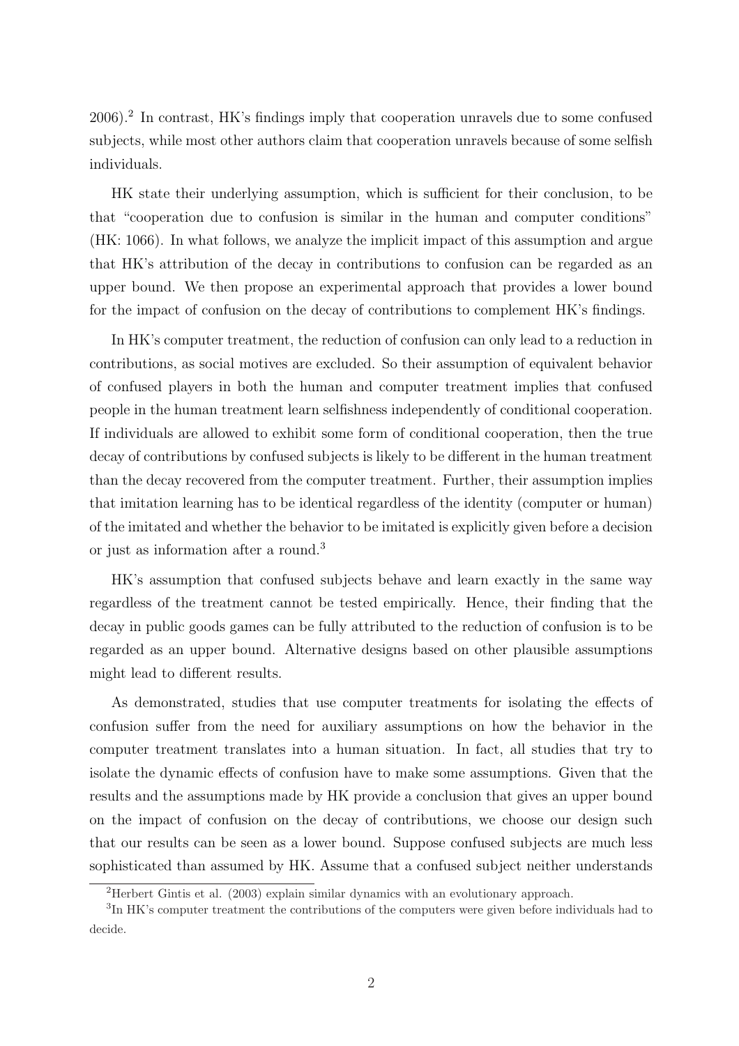2006).[2] In contrast, HK's findings imply that cooperation unravels due to some confused subjects, while most other authors claim that cooperation unravels because of some selfish individuals.

HK state their underlying assumption, which is sufficient for their conclusion, to be that "cooperation due to confusion is similar in the human and computer conditions" (HK: 1066). In what follows, we analyze the implicit impact of this assumption and argue that HK's attribution of the decay in contributions to confusion can be regarded as an upper bound. We then propose an experimental approach that provides a lower bound for the impact of confusion on the decay of contributions to complement HK's findings.

In HK's computer treatment, the reduction of confusion can only lead to a reduction in contributions, as social motives are excluded. So their assumption of equivalent behavior of confused players in both the human and computer treatment implies that confused people in the human treatment learn selfishness independently of conditional cooperation. If individuals are allowed to exhibit some form of conditional cooperation, then the true decay of contributions by confused subjects is likely to be different in the human treatment than the decay recovered from the computer treatment. Further, their assumption implies that imitation learning has to be identical regardless of the identity (computer or human) of the imitated and whether the behavior to be imitated is explicitly given before a decision or just as information after a round.[3]

HK's assumption that confused subjects behave and learn exactly in the same way regardless of the treatment cannot be tested empirically. Hence, their finding that the decay in public goods games can be fully attributed to the reduction of confusion is to be regarded as an upper bound. Alternative designs based on other plausible assumptions might lead to different results.

As demonstrated, studies that use computer treatments for isolating the effects of confusion suffer from the need for auxiliary assumptions on how the behavior in the computer treatment translates into a human situation. In fact, all studies that try to isolate the dynamic effects of confusion have to make some assumptions. Given that the results and the assumptions made by HK provide a conclusion that gives an upper bound on the impact of confusion on the decay of contributions, we choose our design such that our results can be seen as a lower bound. Suppose confused subjects are much less sophisticated than assumed by HK. Assume that a confused subject neither understands

[2] Herbert Gintis et al. (2003) explain similar dynamics with an evolutionary approach.

[3] In HK's computer treatment the contributions of the computers were given before individuals had to decide.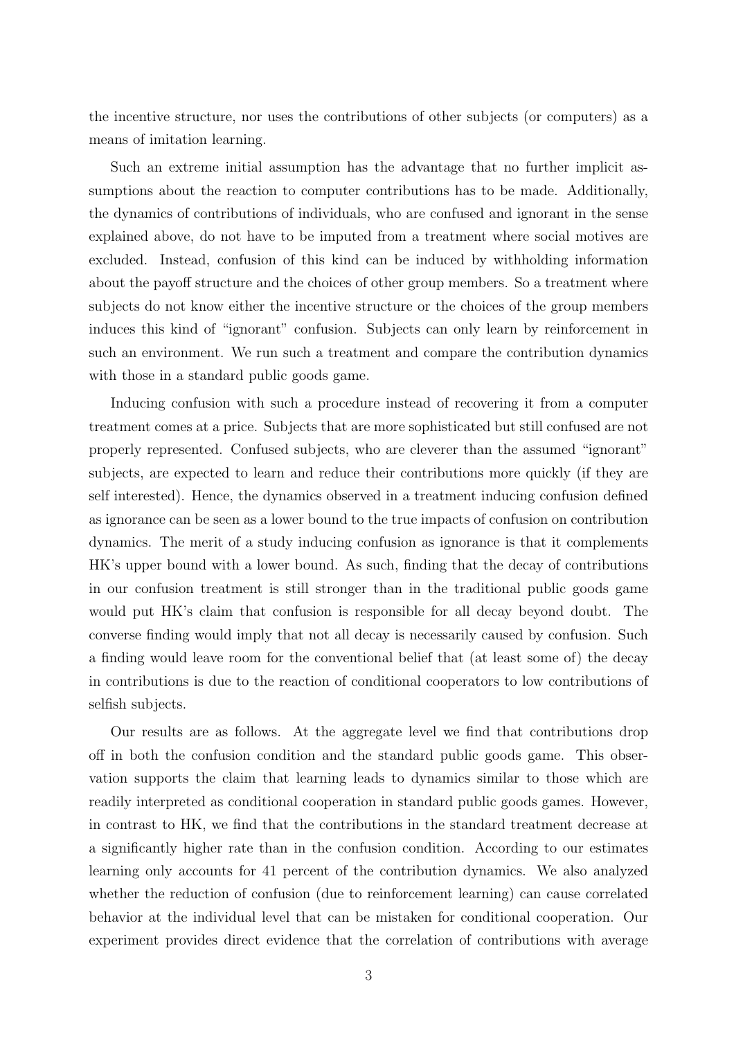the incentive structure, nor uses the contributions of other subjects (or computers) as a means of imitation learning.

Such an extreme initial assumption has the advantage that no further implicit assumptions about the reaction to computer contributions has to be made. Additionally, the dynamics of contributions of individuals, who are confused and ignorant in the sense explained above, do not have to be imputed from a treatment where social motives are excluded. Instead, confusion of this kind can be induced by withholding information about the payoff structure and the choices of other group members. So a treatment where subjects do not know either the incentive structure or the choices of the group members induces this kind of "ignorant" confusion. Subjects can only learn by reinforcement in such an environment. We run such a treatment and compare the contribution dynamics with those in a standard public goods game.

Inducing confusion with such a procedure instead of recovering it from a computer treatment comes at a price. Subjects that are more sophisticated but still confused are not properly represented. Confused subjects, who are cleverer than the assumed "ignorant" subjects, are expected to learn and reduce their contributions more quickly (if they are self interested). Hence, the dynamics observed in a treatment inducing confusion defined as ignorance can be seen as a lower bound to the true impacts of confusion on contribution dynamics. The merit of a study inducing confusion as ignorance is that it complements HK's upper bound with a lower bound. As such, finding that the decay of contributions in our confusion treatment is still stronger than in the traditional public goods game would put HK's claim that confusion is responsible for all decay beyond doubt. The converse finding would imply that not all decay is necessarily caused by confusion. Such a finding would leave room for the conventional belief that (at least some of) the decay in contributions is due to the reaction of conditional cooperators to low contributions of selfish subjects.

Our results are as follows. At the aggregate level we find that contributions drop off in both the confusion condition and the standard public goods game. This observation supports the claim that learning leads to dynamics similar to those which are readily interpreted as conditional cooperation in standard public goods games. However, in contrast to HK, we find that the contributions in the standard treatment decrease at a significantly higher rate than in the confusion condition. According to our estimates learning only accounts for 41 percent of the contribution dynamics. We also analyzed whether the reduction of confusion (due to reinforcement learning) can cause correlated behavior at the individual level that can be mistaken for conditional cooperation. Our experiment provides direct evidence that the correlation of contributions with average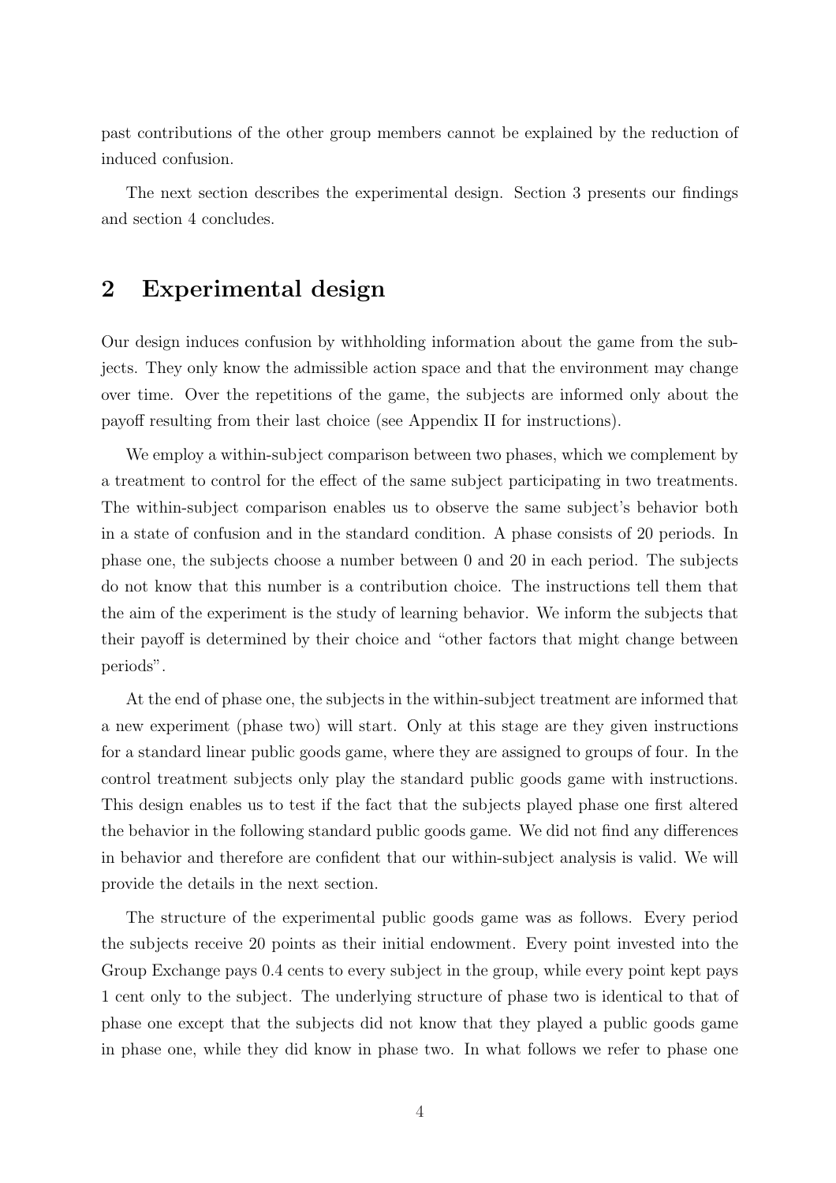past contributions of the other group members cannot be explained by the reduction of induced confusion.

The next section describes the experimental design. Section 3 presents our findings and section 4 concludes.

## 2 Experimental design

Our design induces confusion by withholding information about the game from the subjects. They only know the admissible action space and that the environment may change over time. Over the repetitions of the game, the subjects are informed only about the payoff resulting from their last choice (see Appendix II for instructions).

We employ a within-subject comparison between two phases, which we complement by a treatment to control for the effect of the same subject participating in two treatments. The within-subject comparison enables us to observe the same subject's behavior both in a state of confusion and in the standard condition. A phase consists of 20 periods. In phase one, the subjects choose a number between 0 and 20 in each period. The subjects do not know that this number is a contribution choice. The instructions tell them that the aim of the experiment is the study of learning behavior. We inform the subjects that their payoff is determined by their choice and "other factors that might change between periods".

At the end of phase one, the subjects in the within-subject treatment are informed that a new experiment (phase two) will start. Only at this stage are they given instructions for a standard linear public goods game, where they are assigned to groups of four. In the control treatment subjects only play the standard public goods game with instructions. This design enables us to test if the fact that the subjects played phase one first altered the behavior in the following standard public goods game. We did not find any differences in behavior and therefore are confident that our within-subject analysis is valid. We will provide the details in the next section.

The structure of the experimental public goods game was as follows. Every period the subjects receive 20 points as their initial endowment. Every point invested into the Group Exchange pays 0.4 cents to every subject in the group, while every point kept pays 1 cent only to the subject. The underlying structure of phase two is identical to that of phase one except that the subjects did not know that they played a public goods game in phase one, while they did know in phase two. In what follows we refer to phase one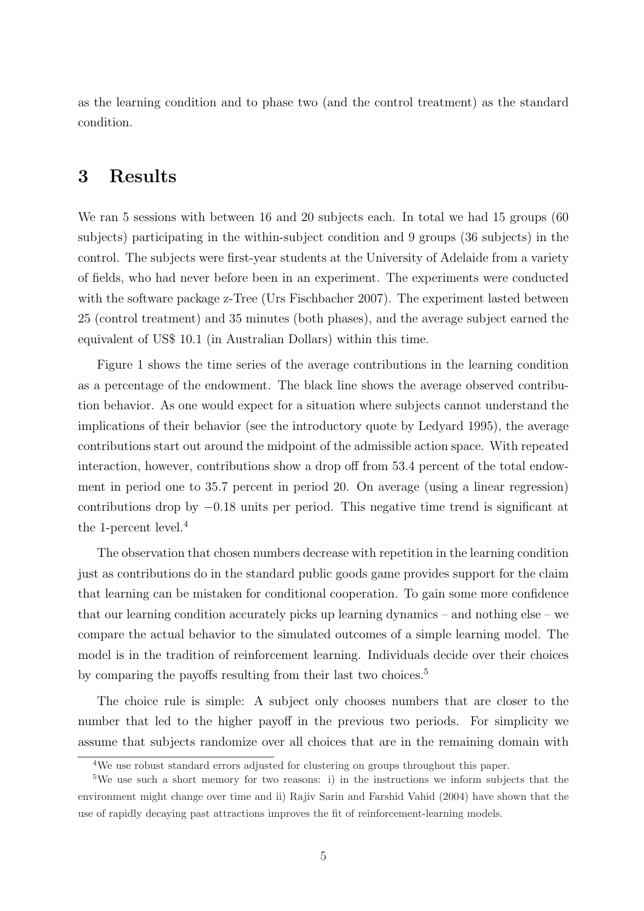as the learning condition and to phase two (and the control treatment) as the standard condition.

# 3 Results

We ran 5 sessions with between 16 and 20 subjects each. In total we had 15 groups (60 subjects) participating in the within-subject condition and 9 groups (36 subjects) in the control. The subjects were first-year students at the University of Adelaide from a variety of fields, who had never before been in an experiment. The experiments were conducted with the software package z-Tree (Urs Fischbacher 2007). The experiment lasted between 25 (control treatment) and 35 minutes (both phases), and the average subject earned the equivalent of US$ 10.1 (in Australian Dollars) within this time.

Figure 1 shows the time series of the average contributions in the learning condition as a percentage of the endowment. The black line shows the average observed contribution behavior. As one would expect for a situation where subjects cannot understand the implications of their behavior (see the introductory quote by Ledyard 1995), the average contributions start out around the midpoint of the admissible action space. With repeated interaction, however, contributions show a drop off from 53.4 percent of the total endowment in period one to 35.7 percent in period 20. On average (using a linear regression) contributions drop by $-0.18$ units per period. This negative time trend is significant at the 1-percent level.[4]

The observation that chosen numbers decrease with repetition in the learning condition just as contributions do in the standard public goods game provides support for the claim that learning can be mistaken for conditional cooperation. To gain some more confidence that our learning condition accurately picks up learning dynamics – and nothing else – we compare the actual behavior to the simulated outcomes of a simple learning model. The model is in the tradition of reinforcement learning. Individuals decide over their choices by comparing the payoffs resulting from their last two choices.[5]

The choice rule is simple: A subject only chooses numbers that are closer to the number that led to the higher payoff in the previous two periods. For simplicity we assume that subjects randomize over all choices that are in the remaining domain with

[4] We use robust standard errors adjusted for clustering on groups throughout this paper.

[5] We use such a short memory for two reasons: i) in the instructions we inform subjects that the environment might change over time and ii) Rajiv Sarin and Farshid Vahid (2004) have shown that the use of rapidly decaying past attractions improves the fit of reinforcement-learning models.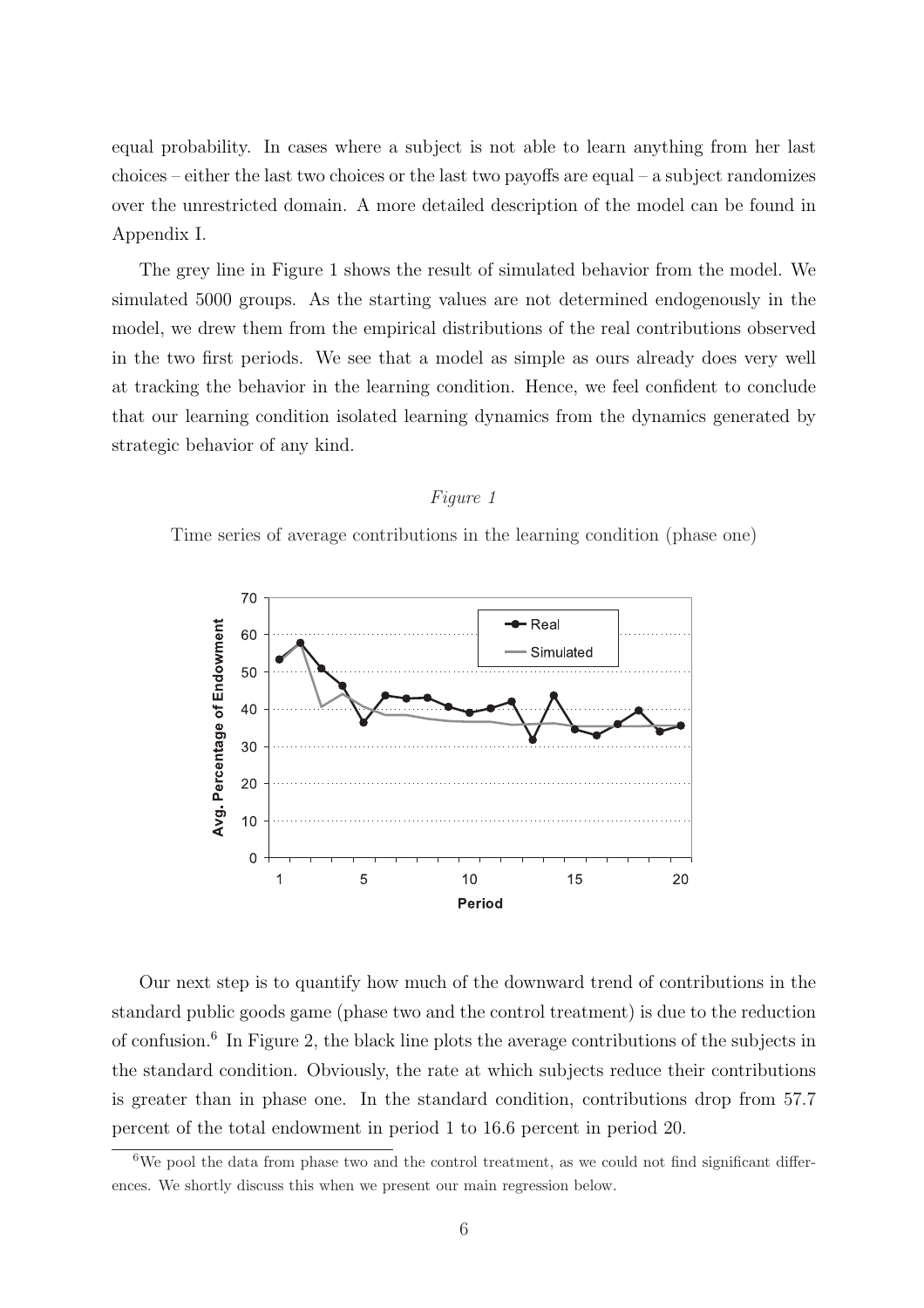equal probability. In cases where a subject is not able to learn anything from her last choices – either the last two choices or the last two payoffs are equal – a subject randomizes over the unrestricted domain. A more detailed description of the model can be found in Appendix I.

The grey line in Figure 1 shows the result of simulated behavior from the model. We simulated 5000 groups. As the starting values are not determined endogenously in the model, we drew them from the empirical distributions of the real contributions observed in the two first periods. We see that a model as simple as ours already does very well at tracking the behavior in the learning condition. Hence, we feel confident to conclude that our learning condition isolated learning dynamics from the dynamics generated by strategic behavior of any kind.

*Figure 1*

Time series of average contributions in the learning condition (phase one)

Our next step is to quantify how much of the downward trend of contributions in the standard public goods game (phase two and the control treatment) is due to the reduction of confusion.[6] In Figure 2, the black line plots the average contributions of the subjects in the standard condition. Obviously, the rate at which subjects reduce their contributions is greater than in phase one. In the standard condition, contributions drop from 57.7 percent of the total endowment in period 1 to 16.6 percent in period 20.

[6] We pool the data from phase two and the control treatment, as we could not find significant differences. We shortly discuss this when we present our main regression below.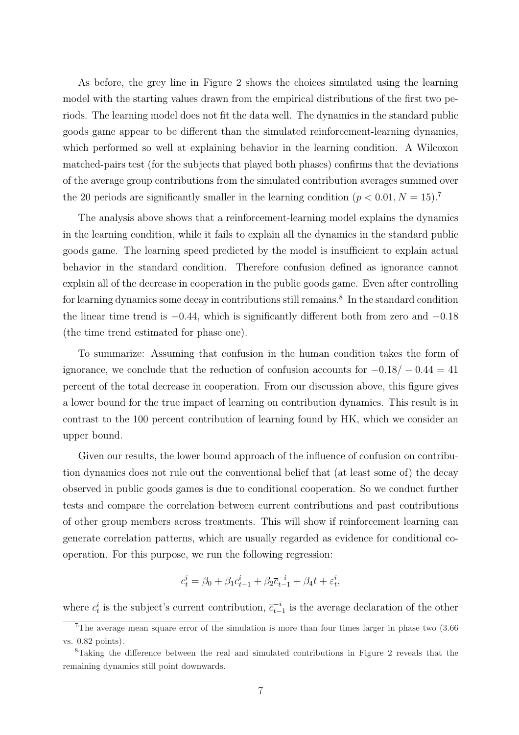As before, the grey line in Figure 2 shows the choices simulated using the learning model with the starting values drawn from the empirical distributions of the first two periods. The learning model does not fit the data well. The dynamics in the standard public goods game appear to be different than the simulated reinforcement-learning dynamics, which performed so well at explaining behavior in the learning condition. A Wilcoxon matched-pairs test (for the subjects that played both phases) confirms that the deviations of the average group contributions from the simulated contribution averages summed over the 20 periods are significantly smaller in the learning condition ($p < 0.01, N = 15$).[7]

The analysis above shows that a reinforcement-learning model explains the dynamics in the learning condition, while it fails to explain all the dynamics in the standard public goods game. The learning speed predicted by the model is insufficient to explain actual behavior in the standard condition. Therefore confusion defined as ignorance cannot explain all of the decrease in cooperation in the public goods game. Even after controlling for learning dynamics some decay in contributions still remains.[8] In the standard condition the linear time trend is $-0.44$, which is significantly different both from zero and $-0.18$ (the time trend estimated for phase one).

To summarize: Assuming that confusion in the human condition takes the form of ignorance, we conclude that the reduction of confusion accounts for $-0.18/-0.44 = 41$ percent of the total decrease in cooperation. From our discussion above, this figure gives a lower bound for the true impact of learning on contribution dynamics. This result is in contrast to the 100 percent contribution of learning found by HK, which we consider an upper bound.

Given our results, the lower bound approach of the influence of confusion on contribution dynamics does not rule out the conventional belief that (at least some of) the decay observed in public goods games is due to conditional cooperation. So we conduct further tests and compare the correlation between current contributions and past contributions of other group members across treatments. This will show if reinforcement learning can generate correlation patterns, which are usually regarded as evidence for conditional cooperation. For this purpose, we run the following regression:

$$c_t^i = \beta_0 + \beta_1 c_{t-1}^i + \beta_2 \overline{c}_{t-1}^{-i} + \beta_4 t + \varepsilon_t^i,$$

where $c_t^i$ is the subject's current contribution, $\overline{c}_{t-1}^{-i}$ is the average declaration of the other

[7] The average mean square error of the simulation is more than four times larger in phase two (3.66 vs. 0.82 points).

[8] Taking the difference between the real and simulated contributions in Figure 2 reveals that the remaining dynamics still point downwards.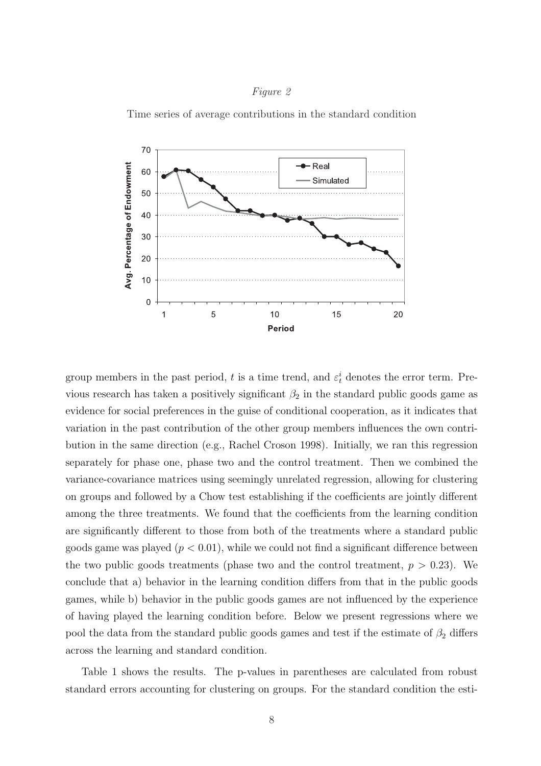*Figure 2*

Time series of average contributions in the standard condition

Avg. Percentage of Endowment

70
60
50
40
30
20
10
0

1
5
10
15
20

Period

Real
Simulated

group members in the past period, $t$ is a time trend, and $\varepsilon_t^i$ denotes the error term. Previous research has taken a positively significant $\beta_2$ in the standard public goods game as evidence for social preferences in the guise of conditional cooperation, as it indicates that variation in the past contribution of the other group members influences the own contribution in the same direction (e.g., Rachel Croson 1998). Initially, we ran this regression separately for phase one, phase two and the control treatment. Then we combined the variance-covariance matrices using seemingly unrelated regression, allowing for clustering on groups and followed by a Chow test establishing if the coefficients are jointly different among the three treatments. We found that the coefficients from the learning condition are significantly different to those from both of the treatments where a standard public goods game was played ($p < 0.01$), while we could not find a significant difference between the two public goods treatments (phase two and the control treatment, $p > 0.23$). We conclude that a) behavior in the learning condition differs from that in the public goods games, while b) behavior in the public goods games are not influenced by the experience of having played the learning condition before. Below we present regressions where we pool the data from the standard public goods games and test if the estimate of $\beta_2$ differs across the learning and standard condition.

Table 1 shows the results. The p-values in parentheses are calculated from robust standard errors accounting for clustering on groups. For the standard condition the esti-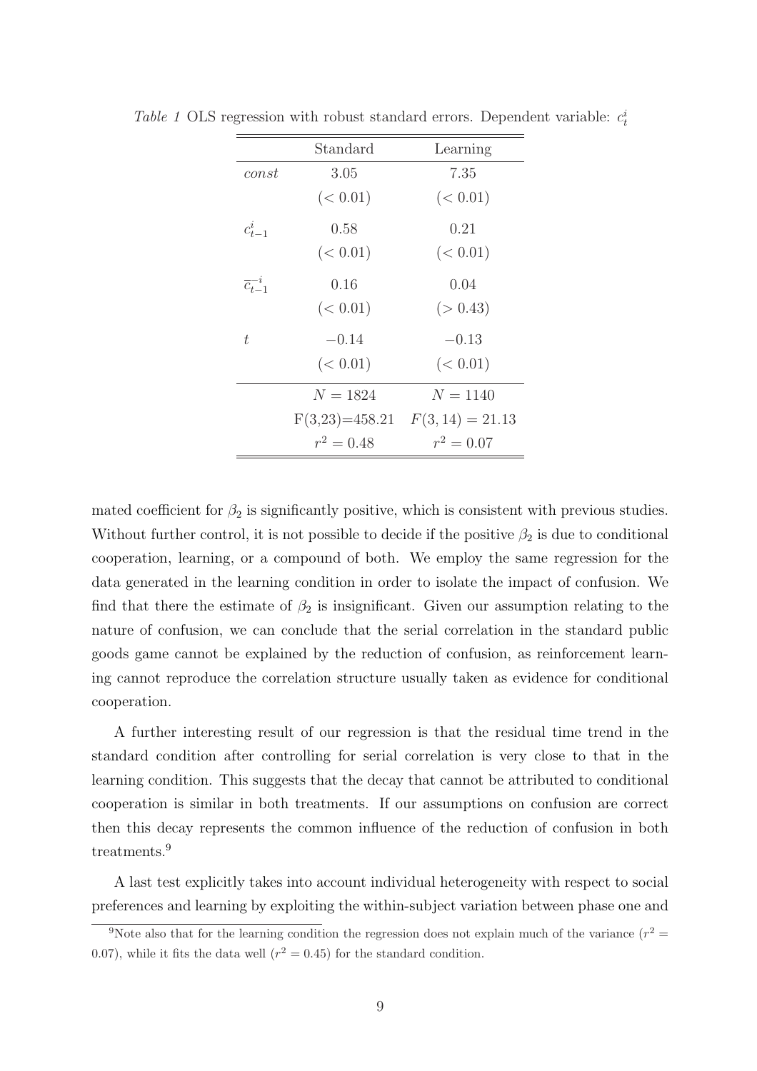*Table 1* OLS regression with robust standard errors. Dependent variable: $c_t^i$

| | Standard | Learning |
|---|---|---|
| $const$ | 3.05 | 7.35 |
| | $(< 0.01)$ | $(< 0.01)$ |
| $c_{t-1}^i$ | 0.58 | 0.21 |
| | $(< 0.01)$ | $(< 0.01)$ |
| $\overline{c}_{t-1}^{-i}$ | 0.16 | 0.04 |
| | $(< 0.01)$ | $(> 0.43)$ |
| $t$ | $-0.14$ | $-0.13$ |
| | $(< 0.01)$ | $(< 0.01)$ |
| | $N = 1824$ | $N = 1140$ |
| | F(3,23)=458.21 | $F(3, 14) = 21.13$ |
| | $r^2 = 0.48$ | $r^2 = 0.07$ |

mated coefficient for $\beta_2$ is significantly positive, which is consistent with previous studies. Without further control, it is not possible to decide if the positive $\beta_2$ is due to conditional cooperation, learning, or a compound of both. We employ the same regression for the data generated in the learning condition in order to isolate the impact of confusion. We find that there the estimate of $\beta_2$ is insignificant. Given our assumption relating to the nature of confusion, we can conclude that the serial correlation in the standard public goods game cannot be explained by the reduction of confusion, as reinforcement learning cannot reproduce the correlation structure usually taken as evidence for conditional cooperation.

A further interesting result of our regression is that the residual time trend in the standard condition after controlling for serial correlation is very close to that in the learning condition. This suggests that the decay that cannot be attributed to conditional cooperation is similar in both treatments. If our assumptions on confusion are correct then this decay represents the common influence of the reduction of confusion in both treatments.[9]

A last test explicitly takes into account individual heterogeneity with respect to social preferences and learning by exploiting the within-subject variation between phase one and

[9] Note also that for the learning condition the regression does not explain much of the variance ($r^2 = 0.07$), while it fits the data well ($r^2 = 0.45$) for the standard condition.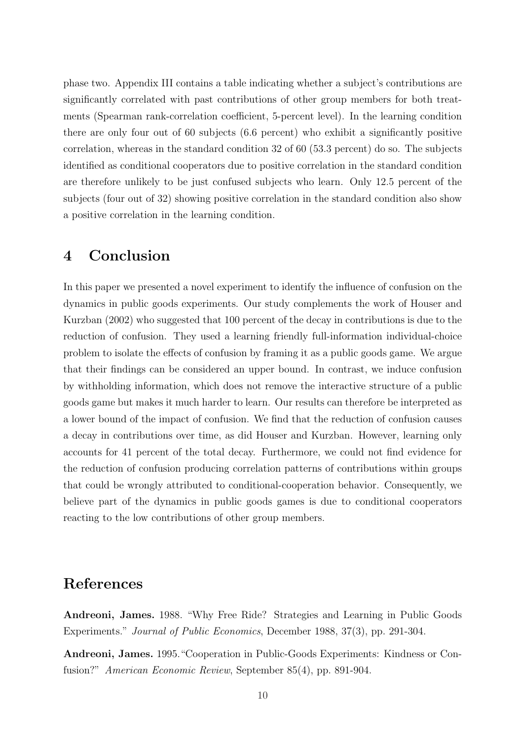phase two. Appendix III contains a table indicating whether a subject's contributions are significantly correlated with past contributions of other group members for both treatments (Spearman rank-correlation coefficient, 5-percent level). In the learning condition there are only four out of 60 subjects (6.6 percent) who exhibit a significantly positive correlation, whereas in the standard condition 32 of 60 (53.3 percent) do so. The subjects identified as conditional cooperators due to positive correlation in the standard condition are therefore unlikely to be just confused subjects who learn. Only 12.5 percent of the subjects (four out of 32) showing positive correlation in the standard condition also show a positive correlation in the learning condition.

# 4 Conclusion

In this paper we presented a novel experiment to identify the influence of confusion on the dynamics in public goods experiments. Our study complements the work of Houser and Kurzban (2002) who suggested that 100 percent of the decay in contributions is due to the reduction of confusion. They used a learning friendly full-information individual-choice problem to isolate the effects of confusion by framing it as a public goods game. We argue that their findings can be considered an upper bound. In contrast, we induce confusion by withholding information, which does not remove the interactive structure of a public goods game but makes it much harder to learn. Our results can therefore be interpreted as a lower bound of the impact of confusion. We find that the reduction of confusion causes a decay in contributions over time, as did Houser and Kurzban. However, learning only accounts for 41 percent of the total decay. Furthermore, we could not find evidence for the reduction of confusion producing correlation patterns of contributions within groups that could be wrongly attributed to conditional-cooperation behavior. Consequently, we believe part of the dynamics in public goods games is due to conditional cooperators reacting to the low contributions of other group members.

# References

**Andreoni, James.** 1988. "Why Free Ride? Strategies and Learning in Public Goods Experiments." *Journal of Public Economics*, December 1988, 37(3), pp. 291-304.

**Andreoni, James.** 1995. "Cooperation in Public-Goods Experiments: Kindness or Confusion?" *American Economic Review*, September 85(4), pp. 891-904.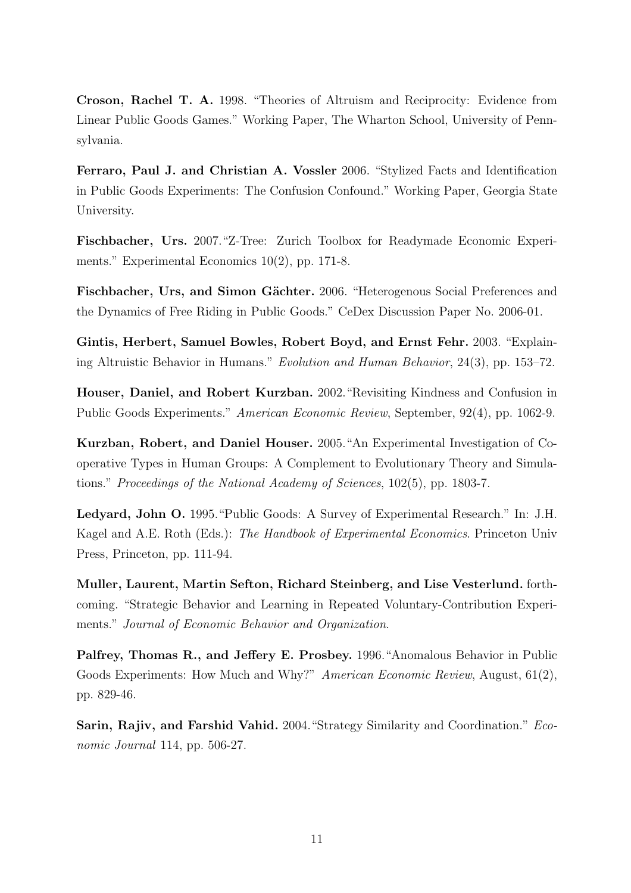**Croson, Rachel T. A.** 1998. "Theories of Altruism and Reciprocity: Evidence from Linear Public Goods Games." Working Paper, The Wharton School, University of Pennsylvania.

**Ferraro, Paul J. and Christian A. Vossler** 2006. "Stylized Facts and Identification in Public Goods Experiments: The Confusion Confound." Working Paper, Georgia State University.

**Fischbacher, Urs.** 2007."Z-Tree: Zurich Toolbox for Readymade Economic Experiments." Experimental Economics 10(2), pp. 171-8.

**Fischbacher, Urs, and Simon Gächter.** 2006. "Heterogenous Social Preferences and the Dynamics of Free Riding in Public Goods." CeDex Discussion Paper No. 2006-01.

**Gintis, Herbert, Samuel Bowles, Robert Boyd, and Ernst Fehr.** 2003. "Explaining Altruistic Behavior in Humans." *Evolution and Human Behavior*, 24(3), pp. 153–72.

**Houser, Daniel, and Robert Kurzban.** 2002."Revisiting Kindness and Confusion in Public Goods Experiments." *American Economic Review*, September, 92(4), pp. 1062-9.

**Kurzban, Robert, and Daniel Houser.** 2005."An Experimental Investigation of Cooperative Types in Human Groups: A Complement to Evolutionary Theory and Simulations." *Proceedings of the National Academy of Sciences*, 102(5), pp. 1803-7.

**Ledyard, John O.** 1995."Public Goods: A Survey of Experimental Research." In: J.H. Kagel and A.E. Roth (Eds.): *The Handbook of Experimental Economics*. Princeton Univ Press, Princeton, pp. 111-94.

**Muller, Laurent, Martin Sefton, Richard Steinberg, and Lise Vesterlund.** forthcoming. "Strategic Behavior and Learning in Repeated Voluntary-Contribution Experiments." *Journal of Economic Behavior and Organization*.

**Palfrey, Thomas R., and Jeffery E. Prosbey.** 1996."Anomalous Behavior in Public Goods Experiments: How Much and Why?" *American Economic Review*, August, 61(2), pp. 829-46.

**Sarin, Rajiv, and Farshid Vahid.** 2004."Strategy Similarity and Coordination." *Economic Journal* 114, pp. 506-27.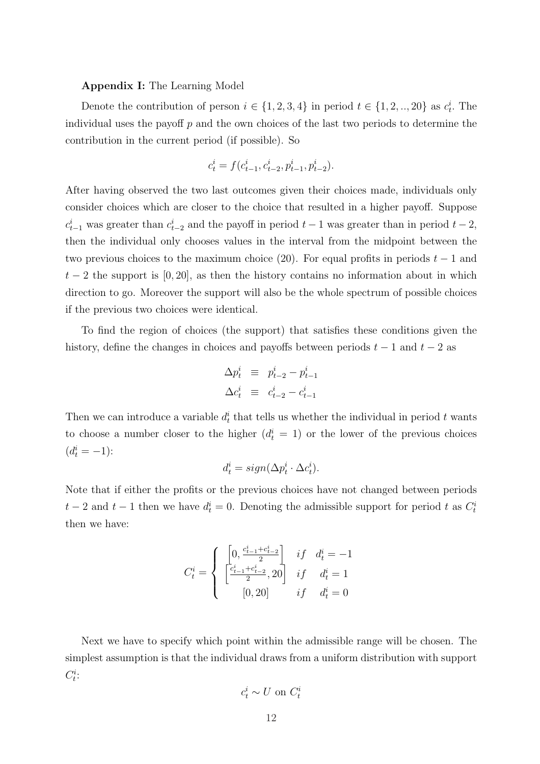**Appendix I:** The Learning Model

Denote the contribution of person $i \in \{1, 2, 3, 4\}$ in period $t \in \{1, 2, .., 20\}$ as $c_t^i$. The individual uses the payoff $p$ and the own choices of the last two periods to determine the contribution in the current period (if possible). So

$$c_t^i = f(c_{t-1}^i, c_{t-2}^i, p_{t-1}^i, p_{t-2}^i).$$

After having observed the two last outcomes given their choices made, individuals only consider choices which are closer to the choice that resulted in a higher payoff. Suppose $c_{t-1}^i$ was greater than $c_{t-2}^i$ and the payoff in period $t-1$ was greater than in period $t-2$, then the individual only chooses values in the interval from the midpoint between the two previous choices to the maximum choice (20). For equal profits in periods $t-1$ and $t-2$ the support is $[0, 20]$, as then the history contains no information about in which direction to go. Moreover the support will also be the whole spectrum of possible choices if the previous two choices were identical.

To find the region of choices (the support) that satisfies these conditions given the history, define the changes in choices and payoffs between periods $t-1$ and $t-2$ as

$$\begin{aligned} \Delta p_t^i &\equiv p_{t-2}^i - p_{t-1}^i \\ \Delta c_t^i &\equiv c_{t-2}^i - c_{t-1}^i \end{aligned}$$

Then we can introduce a variable $d_t^i$ that tells us whether the individual in period $t$ wants to choose a number closer to the higher ($d_t^i = 1$) or the lower of the previous choices ($d_t^i = -1$):

$$d_t^i = sign(\Delta p_t^i \cdot \Delta c_t^i).$$

Note that if either the profits or the previous choices have not changed between periods $t-2$ and $t-1$ then we have $d_t^i = 0$. Denoting the admissible support for period $t$ as $C_t^i$ then we have:

$$C_t^i = \begin{cases} \left[0, \frac{c_{t-1}^i + c_{t-2}^i}{2}\right] & if \quad d_t^i = -1 \\ \left[\frac{c_{t-1}^i + c_{t-2}^i}{2}, 20\right] & if \quad d_t^i = 1 \\ [0, 20] & if \quad d_t^i = 0 \end{cases}$$

Next we have to specify which point within the admissible range will be chosen. The simplest assumption is that the individual draws from a uniform distribution with support $C_t^i$:

$$c_t^i \sim U \text{ on } C_t^i$$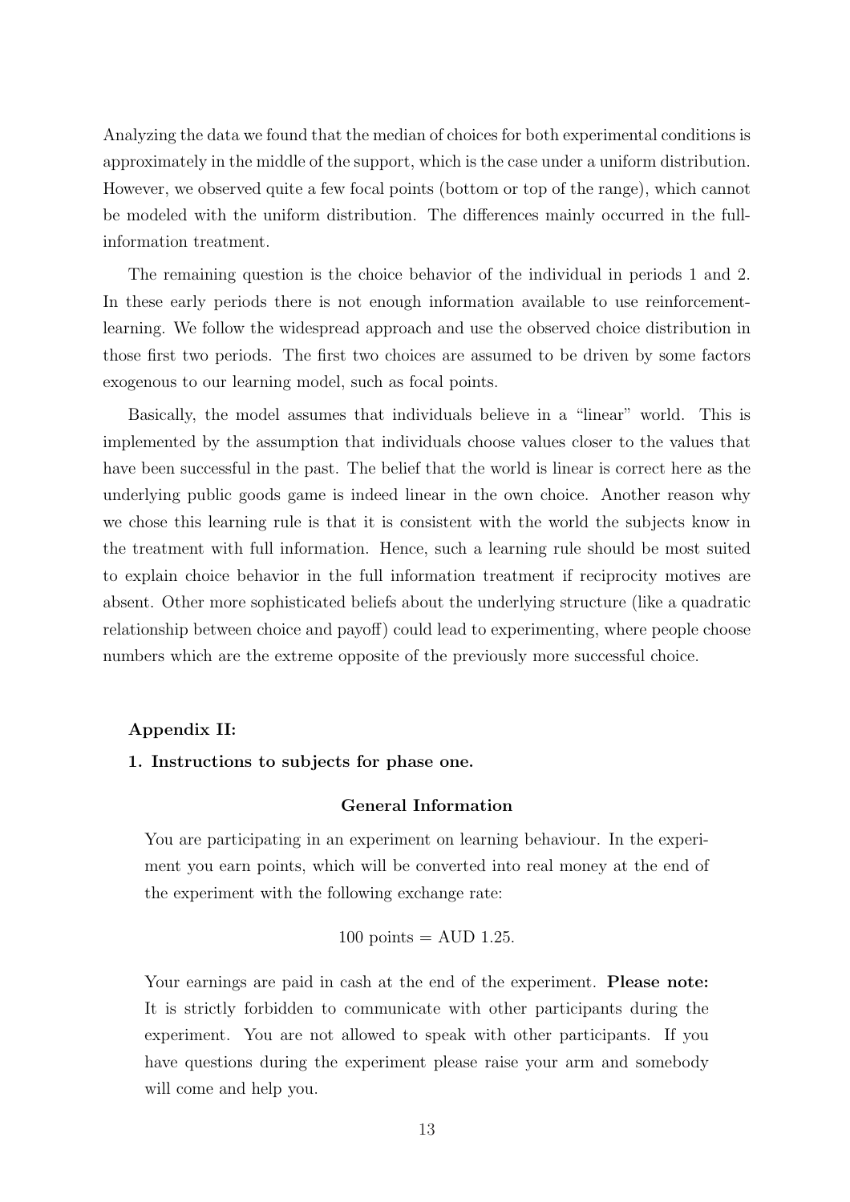Analyzing the data we found that the median of choices for both experimental conditions is approximately in the middle of the support, which is the case under a uniform distribution. However, we observed quite a few focal points (bottom or top of the range), which cannot be modeled with the uniform distribution. The differences mainly occurred in the full-information treatment.

The remaining question is the choice behavior of the individual in periods 1 and 2. In these early periods there is not enough information available to use reinforcement-learning. We follow the widespread approach and use the observed choice distribution in those first two periods. The first two choices are assumed to be driven by some factors exogenous to our learning model, such as focal points.

Basically, the model assumes that individuals believe in a "linear" world. This is implemented by the assumption that individuals choose values closer to the values that have been successful in the past. The belief that the world is linear is correct here as the underlying public goods game is indeed linear in the own choice. Another reason why we chose this learning rule is that it is consistent with the world the subjects know in the treatment with full information. Hence, such a learning rule should be most suited to explain choice behavior in the full information treatment if reciprocity motives are absent. Other more sophisticated beliefs about the underlying structure (like a quadratic relationship between choice and payoff) could lead to experimenting, where people choose numbers which are the extreme opposite of the previously more successful choice.

**Appendix II:**

**1. Instructions to subjects for phase one.**

**General Information**

You are participating in an experiment on learning behaviour. In the experiment you earn points, which will be converted into real money at the end of the experiment with the following exchange rate:

100 points = AUD 1.25.

Your earnings are paid in cash at the end of the experiment. **Please note:** It is strictly forbidden to communicate with other participants during the experiment. You are not allowed to speak with other participants. If you have questions during the experiment please raise your arm and somebody will come and help you.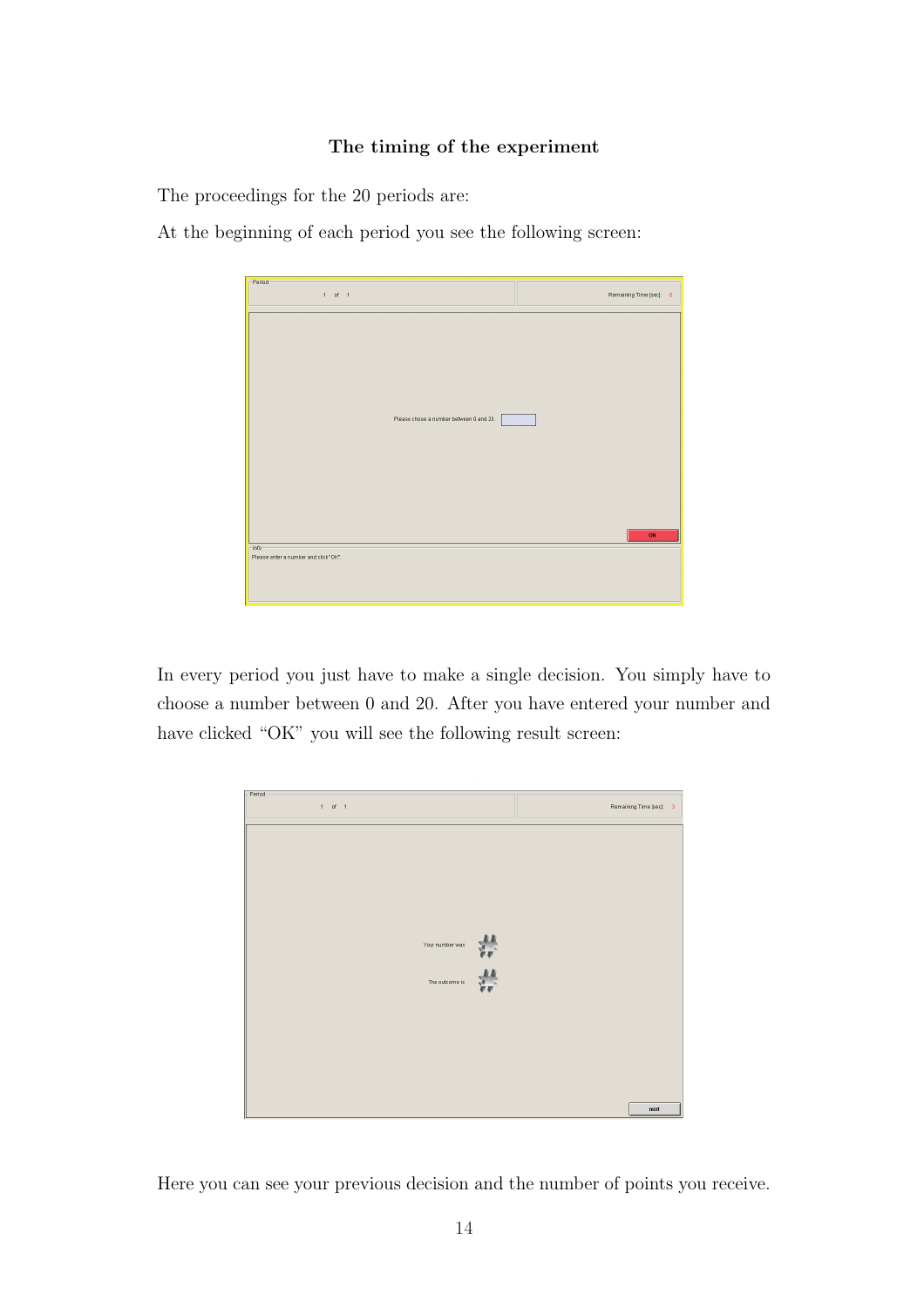### The timing of the experiment

The proceedings for the 20 periods are:

At the beginning of each period you see the following screen:

Period

1 of 1

Remaining Time [sec]: 0

Please chose a number between 0 and 20.

OK

Info

Please enter a number and click "OK".

In every period you just have to make a single decision. You simply have to choose a number between 0 and 20. After you have entered your number and have clicked "OK" you will see the following result screen:

Period

1 of 1

Remaining Time [sec]: 3

Your number was

The outcome is

next

Here you can see your previous decision and the number of points you receive.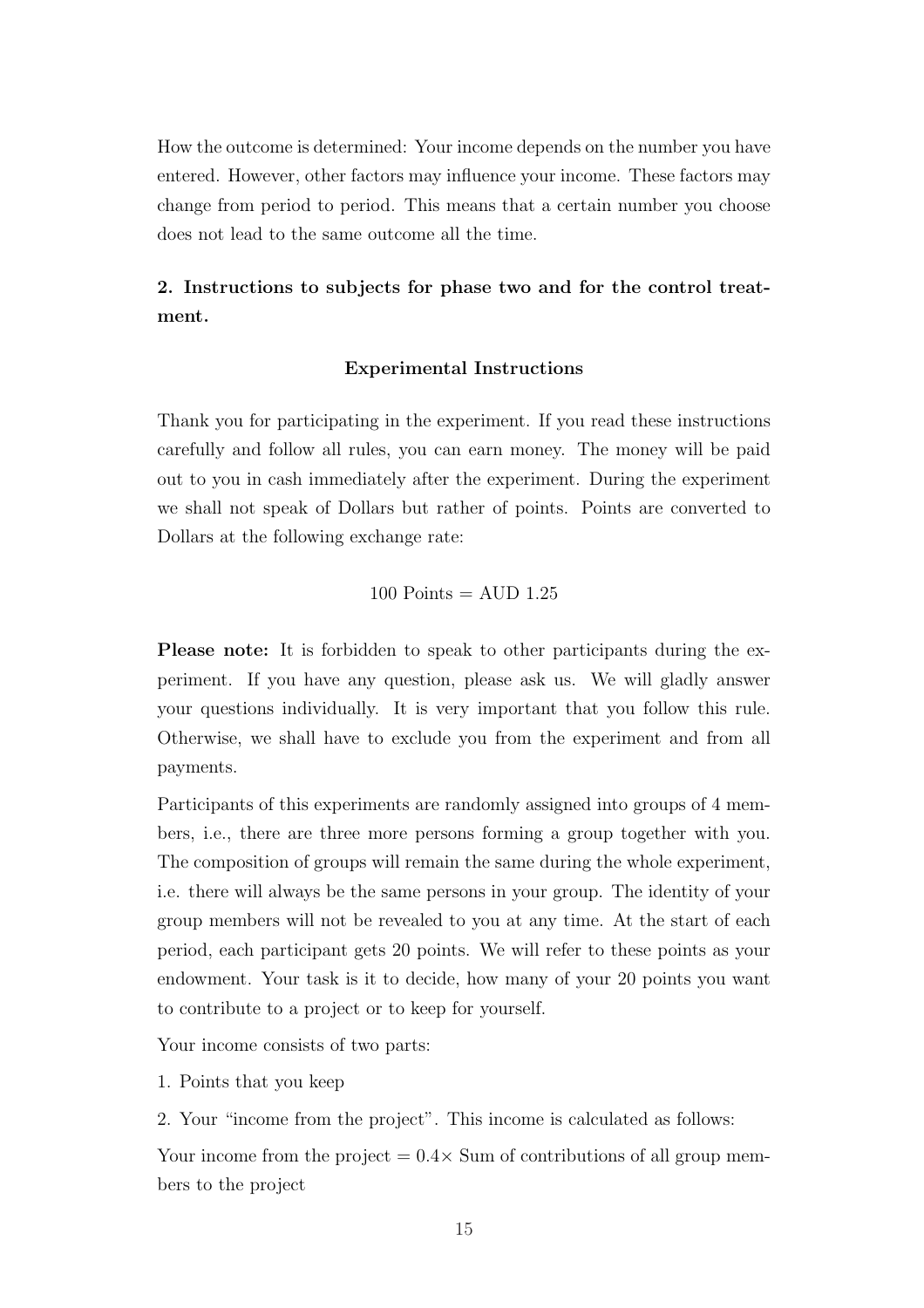How the outcome is determined: Your income depends on the number you have entered. However, other factors may influence your income. These factors may change from period to period. This means that a certain number you choose does not lead to the same outcome all the time.

### 2. Instructions to subjects for phase two and for the control treatment.

**Experimental Instructions**

Thank you for participating in the experiment. If you read these instructions carefully and follow all rules, you can earn money. The money will be paid out to you in cash immediately after the experiment. During the experiment we shall not speak of Dollars but rather of points. Points are converted to Dollars at the following exchange rate:

$$100 \text{ Points} = \text{AUD } 1.25$$

**Please note:** It is forbidden to speak to other participants during the experiment. If you have any question, please ask us. We will gladly answer your questions individually. It is very important that you follow this rule. Otherwise, we shall have to exclude you from the experiment and from all payments.

Participants of this experiments are randomly assigned into groups of 4 members, i.e., there are three more persons forming a group together with you. The composition of groups will remain the same during the whole experiment, i.e. there will always be the same persons in your group. The identity of your group members will not be revealed to you at any time. At the start of each period, each participant gets 20 points. We will refer to these points as your endowment. Your task is it to decide, how many of your 20 points you want to contribute to a project or to keep for yourself.

Your income consists of two parts:

1. Points that you keep
2. Your "income from the project". This income is calculated as follows:

Your income from the project = $0.4\times$ Sum of contributions of all group members to the project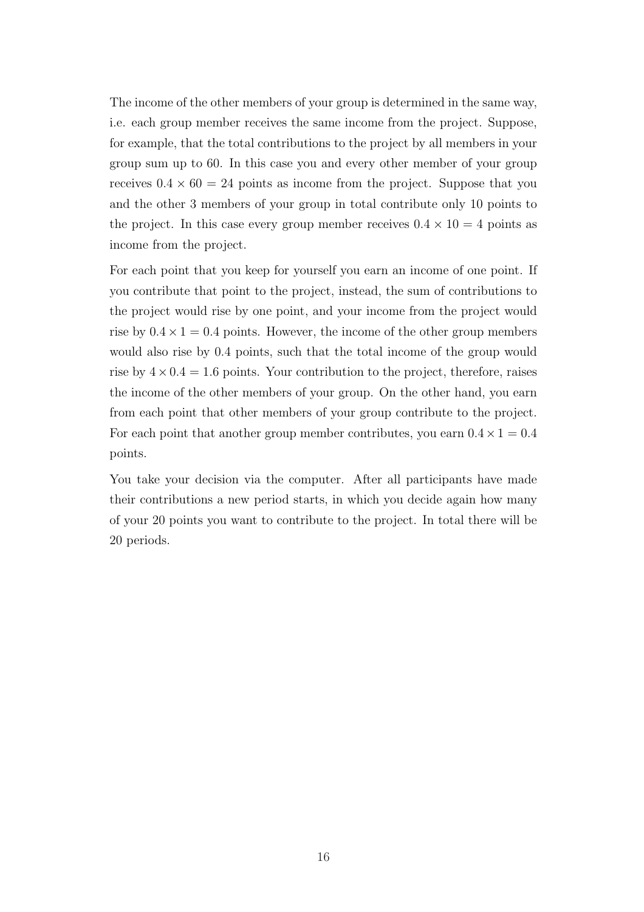The income of the other members of your group is determined in the same way, i.e. each group member receives the same income from the project. Suppose, for example, that the total contributions to the project by all members in your group sum up to 60. In this case you and every other member of your group receives $0.4 \times 60 = 24$ points as income from the project. Suppose that you and the other 3 members of your group in total contribute only 10 points to the project. In this case every group member receives $0.4 \times 10 = 4$ points as income from the project.

For each point that you keep for yourself you earn an income of one point. If you contribute that point to the project, instead, the sum of contributions to the project would rise by one point, and your income from the project would rise by $0.4 \times 1 = 0.4$ points. However, the income of the other group members would also rise by 0.4 points, such that the total income of the group would rise by $4 \times 0.4 = 1.6$ points. Your contribution to the project, therefore, raises the income of the other members of your group. On the other hand, you earn from each point that other members of your group contribute to the project. For each point that another group member contributes, you earn $0.4 \times 1 = 0.4$ points.

You take your decision via the computer. After all participants have made their contributions a new period starts, in which you decide again how many of your 20 points you want to contribute to the project. In total there will be 20 periods.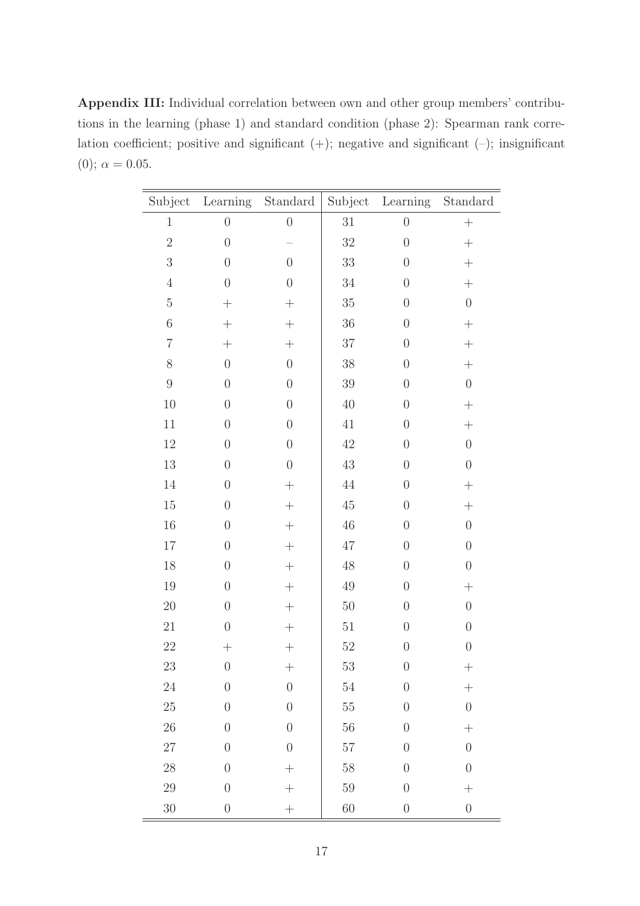**Appendix III:** Individual correlation between own and other group members' contributions in the learning (phase 1) and standard condition (phase 2): Spearman rank correlation coefficient; positive and significant (+); negative and significant (–); insignificant (0); $\alpha = 0.05$.

| Subject | Learning | Standard | Subject | Learning | Standard |
|---|---|---|---|---|---|
| 1 | 0 | 0 | 31 | 0 | + |
| 2 | 0 | – | 32 | 0 | + |
| 3 | 0 | 0 | 33 | 0 | + |
| 4 | 0 | 0 | 34 | 0 | + |
| 5 | + | + | 35 | 0 | 0 |
| 6 | + | + | 36 | 0 | + |
| 7 | + | + | 37 | 0 | + |
| 8 | 0 | 0 | 38 | 0 | + |
| 9 | 0 | 0 | 39 | 0 | 0 |
| 10 | 0 | 0 | 40 | 0 | + |
| 11 | 0 | 0 | 41 | 0 | + |
| 12 | 0 | 0 | 42 | 0 | 0 |
| 13 | 0 | 0 | 43 | 0 | 0 |
| 14 | 0 | + | 44 | 0 | + |
| 15 | 0 | + | 45 | 0 | + |
| 16 | 0 | + | 46 | 0 | 0 |
| 17 | 0 | + | 47 | 0 | 0 |
| 18 | 0 | + | 48 | 0 | 0 |
| 19 | 0 | + | 49 | 0 | + |
| 20 | 0 | + | 50 | 0 | 0 |
| 21 | 0 | + | 51 | 0 | 0 |
| 22 | + | + | 52 | 0 | 0 |
| 23 | 0 | + | 53 | 0 | + |
| 24 | 0 | 0 | 54 | 0 | + |
| 25 | 0 | 0 | 55 | 0 | 0 |
| 26 | 0 | 0 | 56 | 0 | + |
| 27 | 0 | 0 | 57 | 0 | 0 |
| 28 | 0 | + | 58 | 0 | 0 |
| 29 | 0 | + | 59 | 0 | + |
| 30 | 0 | + | 60 | 0 | 0 |